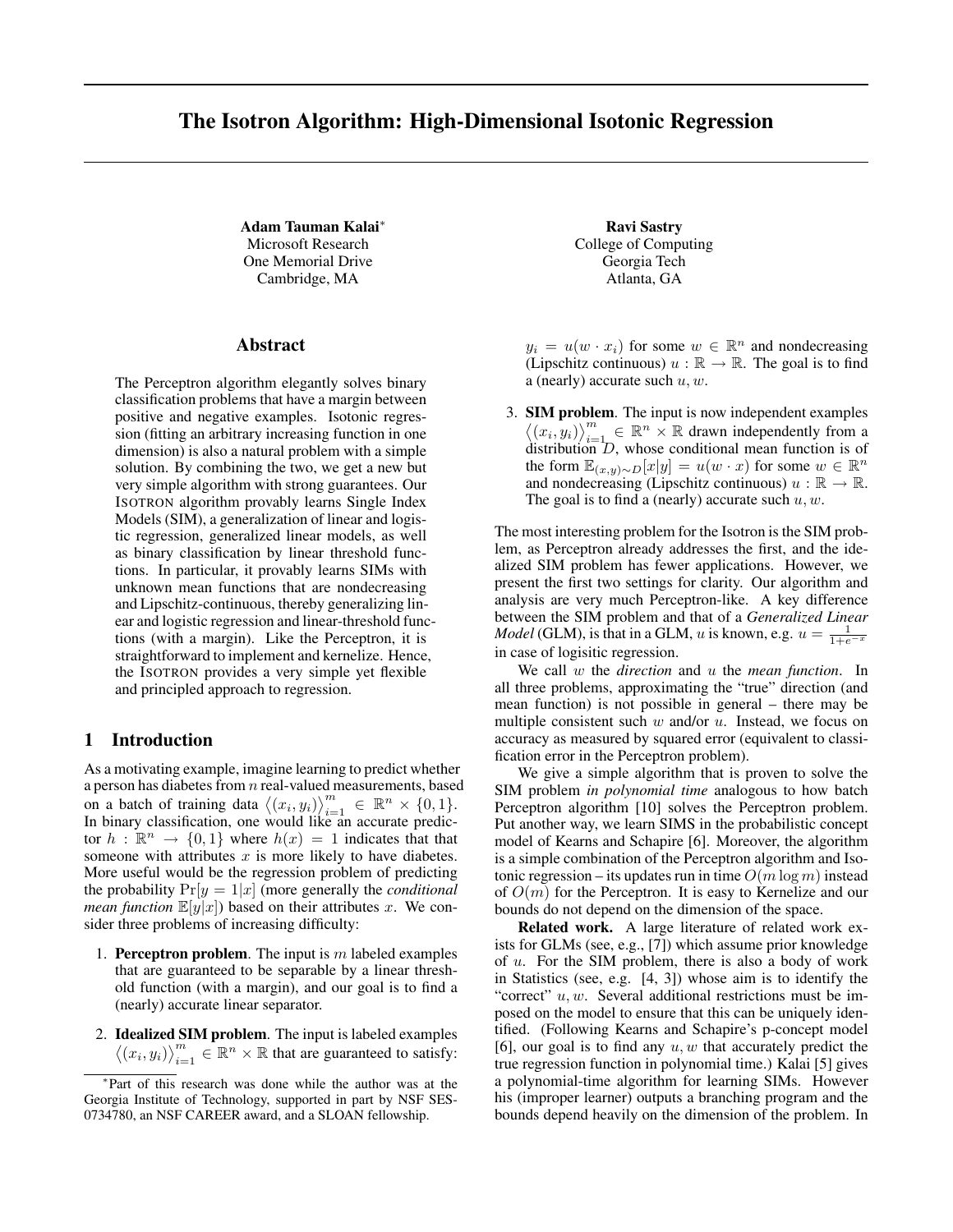# The Isotron Algorithm: High-Dimensional Isotonic Regression

**Adam Tauman Kalai**[*]
Microsoft Research
One Memorial Drive
Cambridge, MA

**Ravi Sastry**
College of Computing
Georgia Tech
Atlanta, GA

## Abstract

The Perceptron algorithm elegantly solves binary classification problems that have a margin between positive and negative examples. Isotonic regression (fitting an arbitrary increasing function in one dimension) is also a natural problem with a simple solution. By combining the two, we get a new but very simple algorithm with strong guarantees. Our ISOTRON algorithm provably learns Single Index Models (SIM), a generalization of linear and logistic regression, generalized linear models, as well as binary classification by linear threshold functions. In particular, it provably learns SIMs with unknown mean functions that are nondecreasing and Lipschitz-continuous, thereby generalizing linear and logistic regression and linear-threshold functions (with a margin). Like the Perceptron, it is straightforward to implement and kernelize. Hence, the ISOTRON provides a very simple yet flexible and principled approach to regression.

## 1 Introduction

As a motivating example, imagine learning to predict whether a person has diabetes from $n$ real-valued measurements, based on a batch of training data $\langle (x_i, y_i) \rangle_{i=1}^m \in \mathbb{R}^n \times \{0, 1\}$. In binary classification, one would like an accurate predictor $h : \mathbb{R}^n \to \{0, 1\}$ where $h(x) = 1$ indicates that that someone with attributes $x$ is more likely to have diabetes. More useful would be the regression problem of predicting the probability $\Pr[y = 1|x]$ (more generally the *conditional mean function* $\mathbb{E}[y|x]$) based on their attributes $x$. We consider three problems of increasing difficulty:

1. **Perceptron problem**. The input is $m$ labeled examples that are guaranteed to be separable by a linear threshold function (with a margin), and our goal is to find a (nearly) accurate linear separator.
2. **Idealized SIM problem**. The input is labeled examples $\langle (x_i, y_i) \rangle_{i=1}^m \in \mathbb{R}^n \times \mathbb{R}$ that are guaranteed to satisfy: $y_i = u(w \cdot x_i)$ for some $w \in \mathbb{R}^n$ and nondecreasing (Lipschitz continuous) $u : \mathbb{R} \to \mathbb{R}$. The goal is to find a (nearly) accurate such $u, w$.
3. **SIM problem**. The input is now independent examples $\langle (x_i, y_i) \rangle_{i=1}^m \in \mathbb{R}^n \times \mathbb{R}$ drawn independently from a distribution $D$, whose conditional mean function is of the form $\mathbb{E}_{(x,y) \sim D}[x|y] = u(w \cdot x)$ for some $w \in \mathbb{R}^n$ and nondecreasing (Lipschitz continuous) $u : \mathbb{R} \to \mathbb{R}$. The goal is to find a (nearly) accurate such $u, w$.

The most interesting problem for the Isotron is the SIM problem, as Perceptron already addresses the first, and the idealized SIM problem has fewer applications. However, we present the first two settings for clarity. Our algorithm and analysis are very much Perceptron-like. A key difference between the SIM problem and that of a *Generalized Linear Model* (GLM), is that in a GLM, $u$ is known, e.g. $u = \frac{1}{1+e^{-x}}$ in case of logisitic regression.

We call $w$ the *direction* and $u$ the *mean function*. In all three problems, approximating the "true" direction (and mean function) is not possible in general – there may be multiple consistent such $w$ and/or $u$. Instead, we focus on accuracy as measured by squared error (equivalent to classification error in the Perceptron problem).

We give a simple algorithm that is proven to solve the SIM problem *in polynomial time* analogous to how batch Perceptron algorithm [10] solves the Perceptron problem. Put another way, we learn SIMS in the probabilistic concept model of Kearns and Schapire [6]. Moreover, the algorithm is a simple combination of the Perceptron algorithm and Isotonic regression – its updates run in time $O(m \log m)$ instead of $O(m)$ for the Perceptron. It is easy to Kernelize and our bounds do not depend on the dimension of the space.

**Related work.** A large literature of related work exists for GLMs (see, e.g., [7]) which assume prior knowledge of $u$. For the SIM problem, there is also a body of work in Statistics (see, e.g. [4, 3]) whose aim is to identify the "correct" $u, w$. Several additional restrictions must be imposed on the model to ensure that this can be uniquely identified. (Following Kearns and Schapire's p-concept model [6], our goal is to find any $u, w$ that accurately predict the true regression function in polynomial time.) Kalai [5] gives a polynomial-time algorithm for learning SIMs. However his (improper learner) outputs a branching program and the bounds depend heavily on the dimension of the problem. In

[*] Part of this research was done while the author was at the Georgia Institute of Technology, supported in part by NSF SES-0734780, an NSF CAREER award, and a SLOAN fellowship.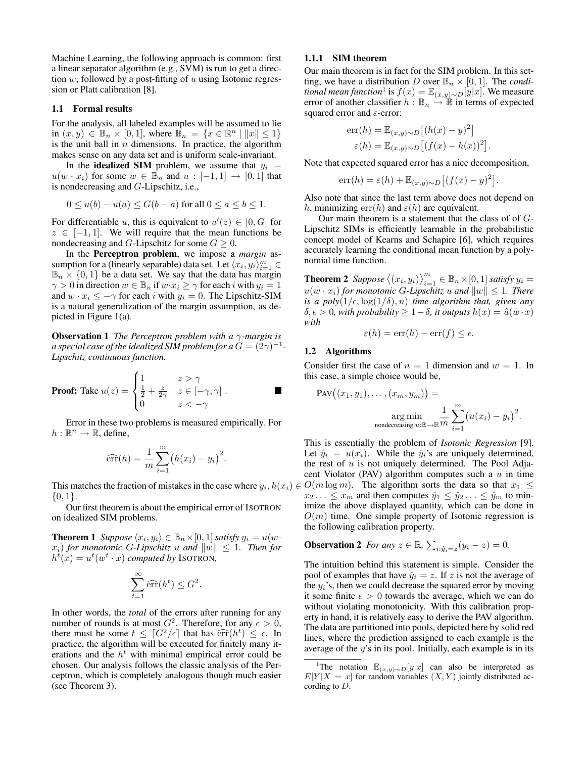Machine Learning, the following approach is common: first a linear separator algorithm (e.g., SVM) is run to get a direction $w$, followed by a post-fitting of $u$ using Isotonic regression or Platt calibration [8].

### 1.1 Formal results

For the analysis, all labeled examples will be assumed to lie in $(x, y) \in \mathbb{B}_n \times [0, 1]$, where $\mathbb{B}_n = \{x \in \mathbb{R}^n \mid \|x\| \le 1\}$ is the unit ball in $n$ dimensions. In practice, the algorithm makes sense on any data set and is uniform scale-invariant.

In the **idealized SIM** problem, we assume that $y_i = u(w \cdot x_i)$ for some $w \in \mathbb{B}_n$ and $u : [-1, 1] \to [0, 1]$ that is nondecreasing and $G$-Lipschitz, i.e.,

$$0 \le u(b) - u(a) \le G(b - a) \text{ for all } 0 \le a \le b \le 1.$$

For differentiable $u$, this is equivalent to $u'(z) \in [0, G]$ for $z \in [-1, 1]$. We will require that the mean functions be nondecreasing and $G$-Lipschitz for some $G \ge 0$.

In the **Perceptron problem**, we impose a *margin* assumption for a (linearly separable) data set. Let $\langle x_i, y_i \rangle_{i=1}^m \in \mathbb{B}_n \times \{0, 1\}$ be a data set. We say that the data has margin $\gamma > 0$ in direction $w \in \mathbb{B}_n$ if $w \cdot x_i \ge \gamma$ for each $i$ with $y_i = 1$ and $w \cdot x_i \le -\gamma$ for each $i$ with $y_i = 0$. The Lipschitz-SIM is a natural generalization of the margin assumption, as depicted in Figure 1(a).

**Observation 1** *The Perceptron problem with a $\gamma$-margin is a special case of the idealized SIM problem for a $G = (2\gamma)^{-1}$-Lipschitz continuous function.*

**Proof:** Take $u(z) = \begin{cases} 1 & z > \gamma \\ \frac{1}{2} + \frac{z}{2\gamma} & z \in [-\gamma, \gamma] \\ 0 & z < -\gamma \end{cases}$. ■

Error in these two problems is measured empirically. For $h : \mathbb{R}^n \to \mathbb{R}$, define,

$$\widehat{\text{err}}(h) = \frac{1}{m} \sum_{i=1}^m \big(h(x_i) - y_i\big)^2.$$

This matches the fraction of mistakes in the case where $y_i, h(x_i) \in \{0, 1\}$.

Our first theorem is about the empirical error of ISOTRON on idealized SIM problems.

**Theorem 1** *Suppose $\langle x_i, y_i \rangle \in \mathbb{B}_n \times [0, 1]$ satisfy $y_i = u(w \cdot x_i)$ for monotonic $G$-Lipschitz $u$ and $\|w\| \le 1$. Then for $h^t(x) = u^t(w^t \cdot x)$ computed by* ISOTRON*,*

$$\sum_{t=1}^\infty \widehat{\text{err}}(h^t) \le G^2.$$

In other words, the *total* of the errors after running for any number of rounds is at most $G^2$. Therefore, for any $\epsilon > 0$, there must be some $t \le \lceil G^2/\epsilon \rceil$ that has $\widehat{\text{err}}(h^t) \le \epsilon$. In practice, the algorithm will be executed for finitely many iterations and the $h^t$ with minimal empirical error could be chosen. Our analysis follows the classic analysis of the Perceptron, which is completely analogous though much easier (see Theorem 3).

#### 1.1.1 SIM theorem

Our main theorem is in fact for the SIM problem. In this setting, we have a distribution $D$ over $\mathbb{B}_n \times [0, 1]$. The *conditional mean function*[1] is $f(x) = \mathbb{E}_{(x,y)\sim D}[y|x]$. We measure error of another classifier $h : \mathbb{B}_n \to \mathbb{R}$ in terms of expected squared error and $\varepsilon$-error:

$$\text{err}(h) = \mathbb{E}_{(x,y)\sim D}\big[(h(x) - y)^2\big]$$
$$\varepsilon(h) = \mathbb{E}_{(x,y)\sim D}\big[(f(x) - h(x))^2\big].$$

Note that expected squared error has a nice decomposition,

$$\text{err}(h) = \varepsilon(h) + \mathbb{E}_{(x,y)\sim D}\big[(f(x) - y)^2\big].$$

Also note that since the last term above does not depend on $h$, minimizing $\text{err}(h)$ and $\varepsilon(h)$ are equivalent.

Our main theorem is a statement that the class of of $G$-Lipschitz SIMs is efficiently learnable in the probabilistic concept model of Kearns and Schapire [6], which requires accurately learning the conditional mean function by a polynomial time function.

**Theorem 2** *Suppose $\big\langle (x_i, y_i) \big\rangle_{i=1}^m \in \mathbb{B}_n \times [0, 1]$ satisfy $y_i = u(w \cdot x_i)$ for monotonic $G$-Lipschitz $u$ and $\|w\| \le 1$. There is a poly$(1/\epsilon, \log(1/\delta), n)$ time algorithm that, given any $\delta, \epsilon > 0$, with probability $\ge 1 - \delta$, it outputs $h(x) = \hat{u}(\hat{w} \cdot x)$ with*

$$\varepsilon(h) = \text{err}(h) - \text{err}(f) \le \epsilon.$$

### 1.2 Algorithms

Consider first the case of $n = 1$ dimension and $w = 1$. In this case, a simple choice would be,

$$\text{PAV}\big((x_1, y_1), \ldots, (x_m, y_m)\big) = \underset{\text{nondecreasing } u:\mathbb{R}\to\mathbb{R}}{\arg\min} \frac{1}{m} \sum_{i=1}^m \big(u(x_i) - y_i\big)^2.$$

This is essentially the problem of *Isotonic Regression* [9]. Let $\hat{y}_i = u(x_i)$. While the $\hat{y}_i$'s are uniquely determined, the rest of $u$ is not uniquely determined. The Pool Adjacent Violator (PAV) algorithm computes such a $u$ in time $O(m \log m)$. The algorithm sorts the data so that $x_1 \le x_2 \ldots \le x_m$ and then computes $\hat{y}_1 \le \hat{y}_2 \ldots \le \hat{y}_m$ to minimize the above displayed quantity, which can be done in $O(m)$ time. One simple property of Isotonic regression is the following calibration property.

**Observation 2** *For any $z \in \mathbb{R}$, $\sum_{i:\hat{y}_i = z}(y_i - z) = 0$.*

The intuition behind this statement is simple. Consider the pool of examples that have $\hat{y}_i = z$. If $z$ is not the average of the $y_i$'s, then we could decrease the squared error by moving it some finite $\epsilon > 0$ towards the average, which we can do without violating monotonicity. With this calibration property in hand, it is relatively easy to derive the PAV algorithm. The data are partitioned into pools, depicted here by solid red lines, where the prediction assigned to each example is the average of the $y$'s in its pool. Initially, each example is in its

[1] The notation $\mathbb{E}_{(x,y)\sim D}[y|x]$ can also be interpreted as $E[Y|X = x]$ for random variables $(X, Y)$ jointly distributed according to $D$.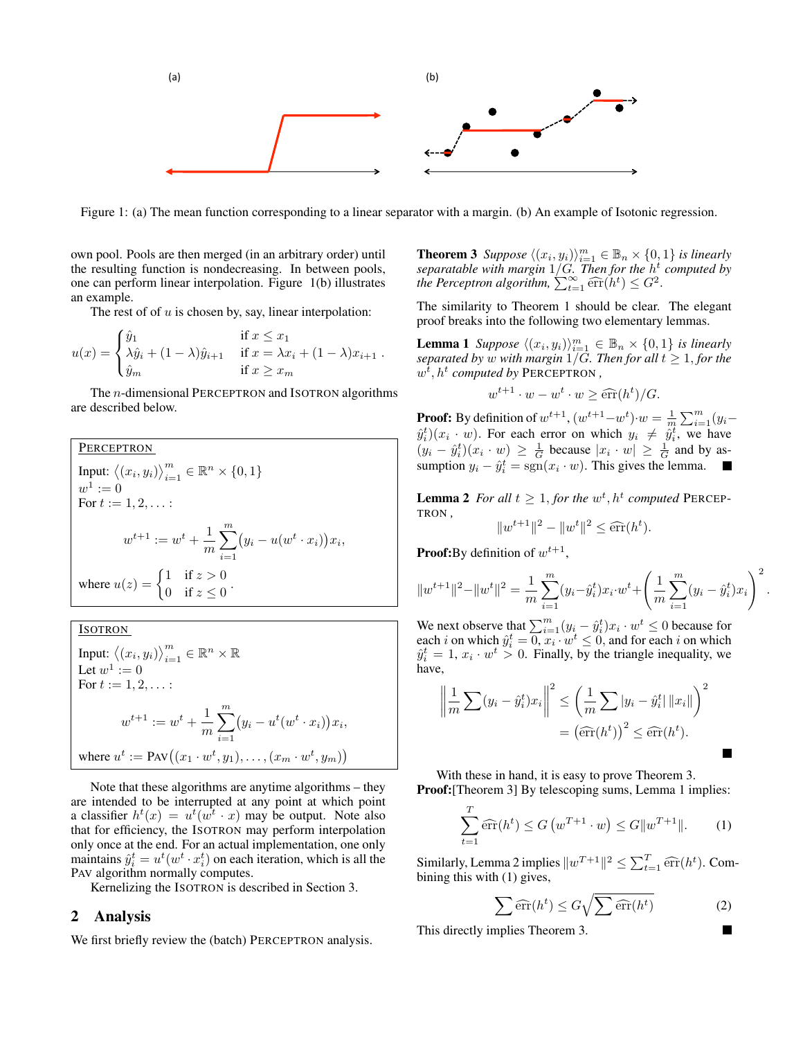Figure 1: (a) The mean function corresponding to a linear separator with a margin. (b) An example of Isotonic regression.

own pool. Pools are then merged (in an arbitrary order) until the resulting function is nondecreasing. In between pools, one can perform linear interpolation. Figure 1(b) illustrates an example.

The rest of of $u$ is chosen by, say, linear interpolation:

$$u(x) = \begin{cases} \hat{y}_1 & \text{if } x \le x_1 \\ \lambda \hat{y}_i + (1-\lambda)\hat{y}_{i+1} & \text{if } x = \lambda x_i + (1-\lambda) x_{i+1} \\ \hat{y}_m & \text{if } x \ge x_m \end{cases}.$$

The $n$-dimensional PERCEPTRON and ISOTRON algorithms are described below.

---

PERCEPTRON

Input: $\langle (x_i, y_i) \rangle_{i=1}^m \in \mathbb{R}^n \times \{0,1\}$
$w^1 := 0$
For $t := 1, 2, \ldots$ :

$$w^{t+1} := w^t + \frac{1}{m} \sum_{i=1}^m \big(y_i - u(w^t \cdot x_i)\big) x_i,$$

where $u(z) = \begin{cases} 1 & \text{if } z > 0 \\ 0 & \text{if } z \le 0 \end{cases}$.

---

ISOTRON

Input: $\langle (x_i, y_i) \rangle_{i=1}^m \in \mathbb{R}^n \times \mathbb{R}$
Let $w^1 := 0$
For $t := 1, 2, \ldots$ :

$$w^{t+1} := w^t + \frac{1}{m} \sum_{i=1}^m \big(y_i - u^t(w^t \cdot x_i)\big) x_i,$$

where $u^t := \text{PAV}\big((x_1 \cdot w^t, y_1), \ldots, (x_m \cdot w^t, y_m)\big)$

---

Note that these algorithms are anytime algorithms – they are intended to be interrupted at any point at which point a classifier $h^t(x) = u^t(w^t \cdot x)$ may be output. Note also that for efficiency, the ISOTRON may perform interpolation only once at the end. For an actual implementation, one only maintains $\hat{y}_i^t = u^t(w^t \cdot x_i^t)$ on each iteration, which is all the PAV algorithm normally computes.

Kernelizing the ISOTRON is described in Section 3.

## 2 Analysis

We first briefly review the (batch) PERCEPTRON analysis.

**Theorem 3** *Suppose $\langle (x_i, y_i) \rangle_{i=1}^m \in \mathbb{B}_n \times \{0,1\}$ is linearly separatable with margin $1/G$. Then for the $h^t$ computed by the Perceptron algorithm, $\sum_{t=1}^\infty \widehat{\text{err}}(h^t) \le G^2$.*

The similarity to Theorem 1 should be clear. The elegant proof breaks into the following two elementary lemmas.

**Lemma 1** *Suppose $\langle (x_i, y_i) \rangle_{i=1}^m \in \mathbb{B}_n \times \{0,1\}$ is linearly separated by $w$ with margin $1/G$. Then for all $t \ge 1$, for the $w^t, h^t$ computed by* PERCEPTRON *,*

$$w^{t+1} \cdot w - w^t \cdot w \ge \widehat{\text{err}}(h^t)/G.$$

**Proof:** By definition of $w^{t+1}$, $(w^{t+1} - w^t) \cdot w = \frac{1}{m} \sum_{i=1}^m (y_i - \hat{y}_i^t)(x_i \cdot w)$. For each error on which $y_i \ne \hat{y}_i^t$, we have $(y_i - \hat{y}_i^t)(x_i \cdot w) \ge \frac{1}{G}$ because $|x_i \cdot w| \ge \frac{1}{G}$ and by assumption $y_i - \hat{y}_i^t = \text{sgn}(x_i \cdot w)$. This gives the lemma. ■

**Lemma 2** *For all $t \ge 1$, for the $w^t, h^t$ computed* PERCEPTRON *,*

$$\|w^{t+1}\|^2 - \|w^t\|^2 \le \widehat{\text{err}}(h^t).$$

**Proof:** By definition of $w^{t+1}$,

$$\|w^{t+1}\|^2 - \|w^t\|^2 = \frac{1}{m} \sum_{i=1}^m (y_i - \hat{y}_i^t) x_i \cdot w^t + \left( \frac{1}{m} \sum_{i=1}^m (y_i - \hat{y}_i^t) x_i \right)^2.$$

We next observe that $\sum_{i=1}^m (y_i - \hat{y}_i^t) x_i \cdot w^t \le 0$ because for each $i$ on which $\hat{y}_i^t = 0$, $x_i \cdot w^t \le 0$, and for each $i$ on which $\hat{y}_i^t = 1$, $x_i \cdot w^t > 0$. Finally, by the triangle inequality, we have,

$$\left\| \frac{1}{m} \sum (y_i - \hat{y}_i^t) x_i \right\|^2 \le \left( \frac{1}{m} \sum |y_i - \hat{y}_i^t| \, \|x_i\| \right)^2 = \big(\widehat{\text{err}}(h^t)\big)^2 \le \widehat{\text{err}}(h^t).$$

■

With these in hand, it is easy to prove Theorem 3.

**Proof:** [Theorem 3] By telescoping sums, Lemma 1 implies:

$$\sum_{t=1}^T \widehat{\text{err}}(h^t) \le G \left( w^{T+1} \cdot w \right) \le G \|w^{T+1}\|. \tag{1}$$

Similarly, Lemma 2 implies $\|w^{T+1}\|^2 \le \sum_{t=1}^T \widehat{\text{err}}(h^t)$. Combining this with (1) gives,

$$\sum \widehat{\text{err}}(h^t) \le G \sqrt{\sum \widehat{\text{err}}(h^t)} \tag{2}$$

This directly implies Theorem 3. ■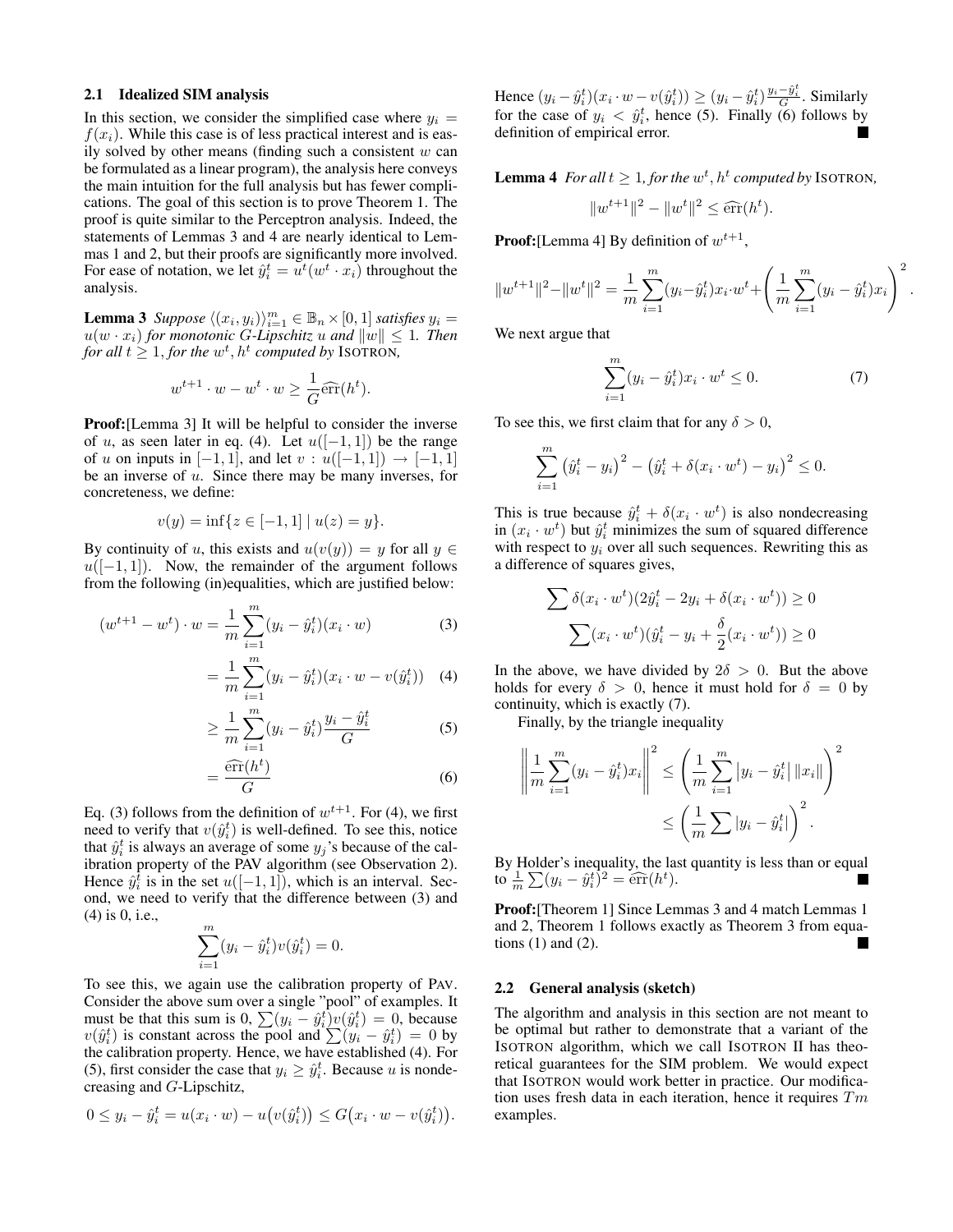### 2.1 Idealized SIM analysis

In this section, we consider the simplified case where $y_i = f(x_i)$. While this case is of less practical interest and is easily solved by other means (finding such a consistent $w$ can be formulated as a linear program), the analysis here conveys the main intuition for the full analysis but has fewer complications. The goal of this section is to prove Theorem 1. The proof is quite similar to the Perceptron analysis. Indeed, the statements of Lemmas 3 and 4 are nearly identical to Lemmas 1 and 2, but their proofs are significantly more involved. For ease of notation, we let $\hat{y}_i^t = u^t(w^t \cdot x_i)$ throughout the analysis.

**Lemma 3** *Suppose $\langle (x_i, y_i) \rangle_{i=1}^m \in \mathbb{B}_n \times [0,1]$ satisfies $y_i = u(w \cdot x_i)$ for monotonic $G$-Lipschitz $u$ and $\|w\| \le 1$. Then for all $t \ge 1$, for the $w^t, h^t$ computed by* Isotron*,*

$$w^{t+1} \cdot w - w^t \cdot w \ge \frac{1}{G}\widehat{\text{err}}(h^t).$$

**Proof:**[Lemma 3] It will be helpful to consider the inverse of $u$, as seen later in eq. (4). Let $u([-1,1])$ be the range of $u$ on inputs in $[-1,1]$, and let $v : u([-1,1]) \to [-1,1]$ be an inverse of $u$. Since there may be many inverses, for concreteness, we define:

$$v(y) = \inf\{z \in [-1,1] \mid u(z) = y\}.$$

By continuity of $u$, this exists and $u(v(y)) = y$ for all $y \in u([-1,1])$. Now, the remainder of the argument follows from the following (in)equalities, which are justified below:

$$(w^{t+1} - w^t) \cdot w = \frac{1}{m}\sum_{i=1}^m (y_i - \hat{y}_i^t)(x_i \cdot w) \quad (3)$$

$$= \frac{1}{m}\sum_{i=1}^m (y_i - \hat{y}_i^t)(x_i \cdot w - v(\hat{y}_i^t)) \quad (4)$$

$$\ge \frac{1}{m}\sum_{i=1}^m (y_i - \hat{y}_i^t)\frac{y_i - \hat{y}_i^t}{G} \quad (5)$$

$$= \frac{\widehat{\text{err}}(h^t)}{G} \quad (6)$$

Eq. (3) follows from the definition of $w^{t+1}$. For (4), we first need to verify that $v(\hat{y}_i^t)$ is well-defined. To see this, notice that $\hat{y}_i^t$ is always an average of some $y_j$'s because of the calibration property of the PAV algorithm (see Observation 2). Hence $\hat{y}_i^t$ is in the set $u([-1,1])$, which is an interval. Second, we need to verify that the difference between (3) and (4) is 0, i.e.,

$$\sum_{i=1}^m (y_i - \hat{y}_i^t) v(\hat{y}_i^t) = 0.$$

To see this, we again use the calibration property of Pav. Consider the above sum over a single "pool" of examples. It must be that this sum is 0, $\sum (y_i - \hat{y}_i^t) v(\hat{y}_i^t) = 0$, because $v(\hat{y}_i^t)$ is constant across the pool and $\sum (y_i - \hat{y}_i^t) = 0$ by the calibration property. Hence, we have established (4). For (5), first consider the case that $y_i \ge \hat{y}_i^t$. Because $u$ is nondecreasing and $G$-Lipschitz,

$$0 \le y_i - \hat{y}_i^t = u(x_i \cdot w) - u\big(v(\hat{y}_i^t)\big) \le G\big(x_i \cdot w - v(\hat{y}_i^t)\big).$$

Hence $(y_i - \hat{y}_i^t)(x_i \cdot w - v(\hat{y}_i^t)) \ge (y_i - \hat{y}_i^t)\frac{y_i - \hat{y}_i^t}{G}$. Similarly for the case of $y_i < \hat{y}_i^t$, hence (5). Finally (6) follows by definition of empirical error. ■

**Lemma 4** *For all $t \ge 1$, for the $w^t, h^t$ computed by* Isotron*,*

$$\|w^{t+1}\|^2 - \|w^t\|^2 \le \widehat{\text{err}}(h^t).$$

**Proof:**[Lemma 4] By definition of $w^{t+1}$,

$$\|w^{t+1}\|^2 - \|w^t\|^2 = \frac{1}{m}\sum_{i=1}^m (y_i - \hat{y}_i^t) x_i \cdot w^t + \left(\frac{1}{m}\sum_{i=1}^m (y_i - \hat{y}_i^t) x_i\right)^2.$$

We next argue that

$$\sum_{i=1}^m (y_i - \hat{y}_i^t) x_i \cdot w^t \le 0. \quad (7)$$

To see this, we first claim that for any $\delta > 0$,

$$\sum_{i=1}^m \left(\hat{y}_i^t - y_i\right)^2 - \left(\hat{y}_i^t + \delta(x_i \cdot w^t) - y_i\right)^2 \le 0.$$

This is true because $\hat{y}_i^t + \delta(x_i \cdot w^t)$ is also nondecreasing in $(x_i \cdot w^t)$ but $\hat{y}_i^t$ minimizes the sum of squared difference with respect to $y_i$ over all such sequences. Rewriting this as a difference of squares gives,

$$\sum \delta(x_i \cdot w^t)(2\hat{y}_i^t - 2y_i + \delta(x_i \cdot w^t)) \ge 0$$

$$\sum (x_i \cdot w^t)(\hat{y}_i^t - y_i + \frac{\delta}{2}(x_i \cdot w^t)) \ge 0$$

In the above, we have divided by $2\delta > 0$. But the above holds for every $\delta > 0$, hence it must hold for $\delta = 0$ by continuity, which is exactly (7).

Finally, by the triangle inequality

$$\left\|\frac{1}{m}\sum_{i=1}^m (y_i - \hat{y}_i^t) x_i\right\|^2 \le \left(\frac{1}{m}\sum_{i=1}^m \left|y_i - \hat{y}_i^t\right| \|x_i\|\right)^2$$

$$\le \left(\frac{1}{m}\sum \left|y_i - \hat{y}_i^t\right|\right)^2.$$

By Holder's inequality, the last quantity is less than or equal to $\frac{1}{m}\sum (y_i - \hat{y}_i^t)^2 = \widehat{\text{err}}(h^t)$. ■

**Proof:**[Theorem 1] Since Lemmas 3 and 4 match Lemmas 1 and 2, Theorem 1 follows exactly as Theorem 3 from equations (1) and (2). ■

### 2.2 General analysis (sketch)

The algorithm and analysis in this section are not meant to be optimal but rather to demonstrate that a variant of the Isotron algorithm, which we call Isotron II has theoretical guarantees for the SIM problem. We would expect that Isotron would work better in practice. Our modification uses fresh data in each iteration, hence it requires $Tm$ examples.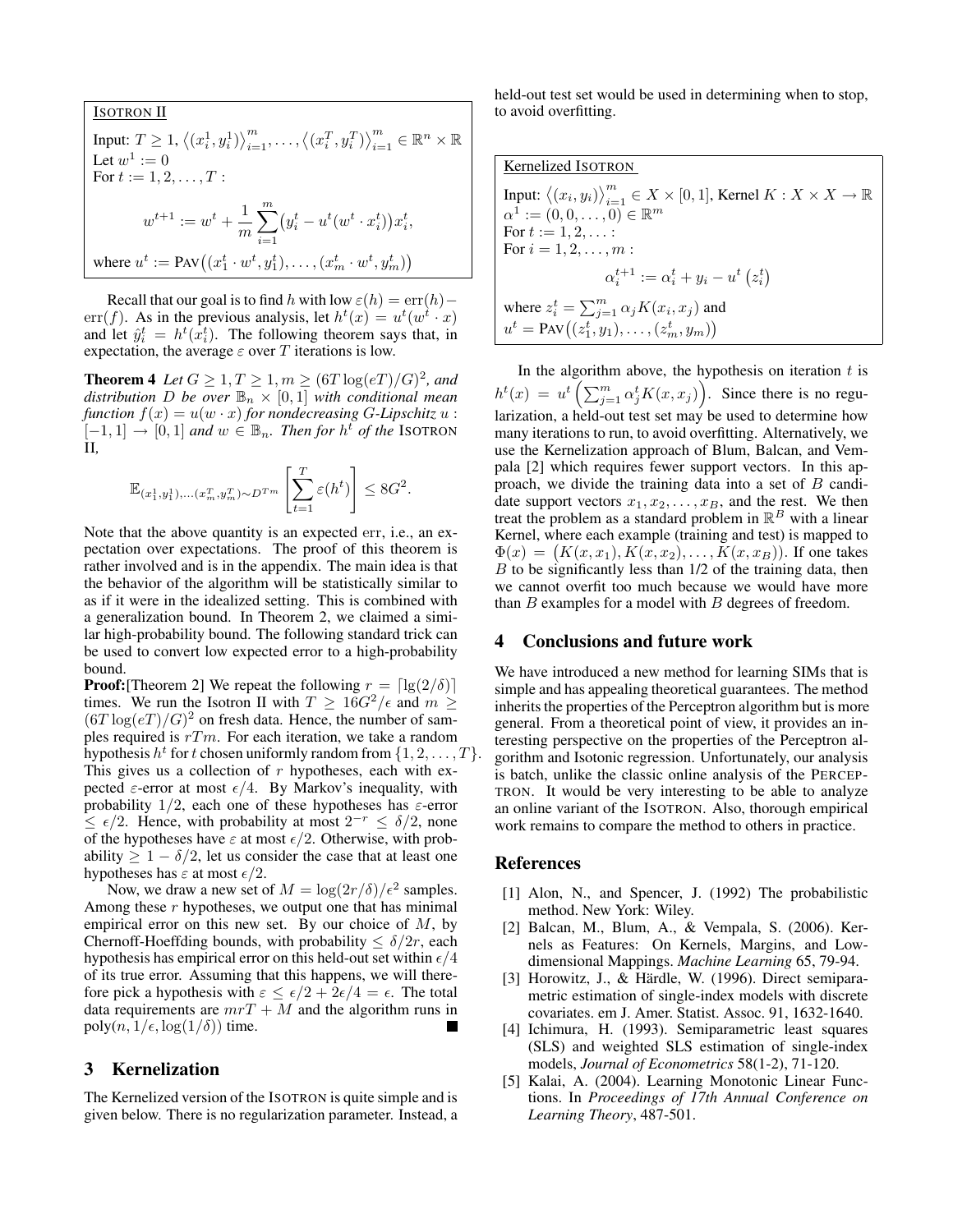ISOTRON II

Input: $T \geq 1$, $\left\langle(x_i^1, y_i^1)\right\rangle_{i=1}^m, \ldots, \left\langle(x_i^T, y_i^T)\right\rangle_{i=1}^m \in \mathbb{R}^n \times \mathbb{R}$
Let $w^1 := 0$
For $t := 1, 2, \ldots, T$ :

$$w^{t+1} := w^t + \frac{1}{m}\sum_{i=1}^m \big(y_i^t - u^t(w^t \cdot x_i^t)\big)x_i^t,$$

where $u^t := \text{PAV}\big((x_1^t \cdot w^t, y_1^t), \ldots, (x_m^t \cdot w^t, y_m^t)\big)$

Recall that our goal is to find $h$ with low $\varepsilon(h) = \text{err}(h) - \text{err}(f)$. As in the previous analysis, let $h^t(x) = u^t(w^t \cdot x)$ and let $\hat{y}_i^t = h^t(x_i^t)$. The following theorem says that, in expectation, the average $\varepsilon$ over $T$ iterations is low.

**Theorem 4** *Let $G \geq 1, T \geq 1, m \geq (6T\log(eT)/G)^2$, and distribution $D$ be over $\mathbb{B}_n \times [0,1]$ with conditional mean function $f(x) = u(w \cdot x)$ for nondecreasing $G$-Lipschitz $u : [-1,1] \to [0,1]$ and $w \in \mathbb{B}_n$. Then for $h^t$ of the* ISOTRON II*,*

$$\mathbb{E}_{(x_1^1,y_1^1),\ldots(x_m^T,y_m^T)\sim D^{Tm}}\left[\sum_{t=1}^T \varepsilon(h^t)\right] \leq 8G^2.$$

Note that the above quantity is an expected err, i.e., an expectation over expectations. The proof of this theorem is rather involved and is in the appendix. The main idea is that the behavior of the algorithm will be statistically similar to as if it were in the idealized setting. This is combined with a generalization bound. In Theorem 2, we claimed a similar high-probability bound. The following standard trick can be used to convert low expected error to a high-probability bound.

**Proof:**[Theorem 2] We repeat the following $r = \lceil \lg(2/\delta)\rceil$ times. We run the Isotron II with $T \geq 16G^2/\epsilon$ and $m \geq (6T\log(eT)/G)^2$ on fresh data. Hence, the number of samples required is $rTm$. For each iteration, we take a random hypothesis $h^t$ for $t$ chosen uniformly random from $\{1, 2, \ldots, T\}$. This gives us a collection of $r$ hypotheses, each with expected $\varepsilon$-error at most $\epsilon/4$. By Markov's inequality, with probability $1/2$, each one of these hypotheses has $\varepsilon$-error $\leq \epsilon/2$. Hence, with probability at most $2^{-r} \leq \delta/2$, none of the hypotheses have $\varepsilon$ at most $\epsilon/2$. Otherwise, with probability $\geq 1 - \delta/2$, let us consider the case that at least one hypotheses has $\varepsilon$ at most $\epsilon/2$.

Now, we draw a new set of $M = \log(2r/\delta)/\epsilon^2$ samples. Among these $r$ hypotheses, we output one that has minimal empirical error on this new set. By our choice of $M$, by Chernoff-Hoeffding bounds, with probability $\leq \delta/2r$, each hypothesis has empirical error on this held-out set within $\epsilon/4$ of its true error. Assuming that this happens, we will therefore pick a hypothesis with $\varepsilon \leq \epsilon/2 + 2\epsilon/4 = \epsilon$. The total data requirements are $mrT + M$ and the algorithm runs in $\text{poly}(n, 1/\epsilon, \log(1/\delta))$ time. ■

## 3 Kernelization

The Kernelized version of the ISOTRON is quite simple and is given below. There is no regularization parameter. Instead, a held-out test set would be used in determining when to stop, to avoid overfitting.

Kernelized ISOTRON

Input: $\left\langle(x_i, y_i)\right\rangle_{i=1}^m \in X \times [0,1]$, Kernel $K : X \times X \to \mathbb{R}$
$\alpha^1 := (0, 0, \ldots, 0) \in \mathbb{R}^m$
For $t := 1, 2, \ldots$ :
For $i = 1, 2, \ldots, m$ :

$$\alpha_i^{t+1} := \alpha_i^t + y_i - u^t\left(z_i^t\right)$$

where $z_i^t = \sum_{j=1}^m \alpha_j K(x_i, x_j)$ and
$u^t = \text{PAV}\big((z_1^t, y_1), \ldots, (z_m^t, y_m)\big)$

In the algorithm above, the hypothesis on iteration $t$ is $h^t(x) = u^t\left(\sum_{j=1}^m \alpha_j^t K(x, x_j)\right)$. Since there is no regularization, a held-out test set may be used to determine how many iterations to run, to avoid overfitting. Alternatively, we use the Kernelization approach of Blum, Balcan, and Vempala [2] which requires fewer support vectors. In this approach, we divide the training data into a set of $B$ candidate support vectors $x_1, x_2, \ldots, x_B$, and the rest. We then treat the problem as a standard problem in $\mathbb{R}^B$ with a linear Kernel, where each example (training and test) is mapped to $\Phi(x) = \big(K(x, x_1), K(x, x_2), \ldots, K(x, x_B)\big)$. If one takes $B$ to be significantly less than 1/2 of the training data, then we cannot overfit too much because we would have more than $B$ examples for a model with $B$ degrees of freedom.

## 4 Conclusions and future work

We have introduced a new method for learning SIMs that is simple and has appealing theoretical guarantees. The method inherits the properties of the Perceptron algorithm but is more general. From a theoretical point of view, it provides an interesting perspective on the properties of the Perceptron algorithm and Isotonic regression. Unfortunately, our analysis is batch, unlike the classic online analysis of the PERCEPTRON. It would be very interesting to be able to analyze an online variant of the ISOTRON. Also, thorough empirical work remains to compare the method to others in practice.

## References

[1] Alon, N., and Spencer, J. (1992) The probabilistic method. New York: Wiley.

[2] Balcan, M., Blum, A., & Vempala, S. (2006). Kernels as Features: On Kernels, Margins, and Low-dimensional Mappings. *Machine Learning* 65, 79-94.

[3] Horowitz, J., & Härdle, W. (1996). Direct semiparametric estimation of single-index models with discrete covariates. em J. Amer. Statist. Assoc. 91, 1632-1640.

[4] Ichimura, H. (1993). Semiparametric least squares (SLS) and weighted SLS estimation of single-index models, *Journal of Econometrics* 58(1-2), 71-120.

[5] Kalai, A. (2004). Learning Monotonic Linear Functions. In *Proceedings of 17th Annual Conference on Learning Theory*, 487-501.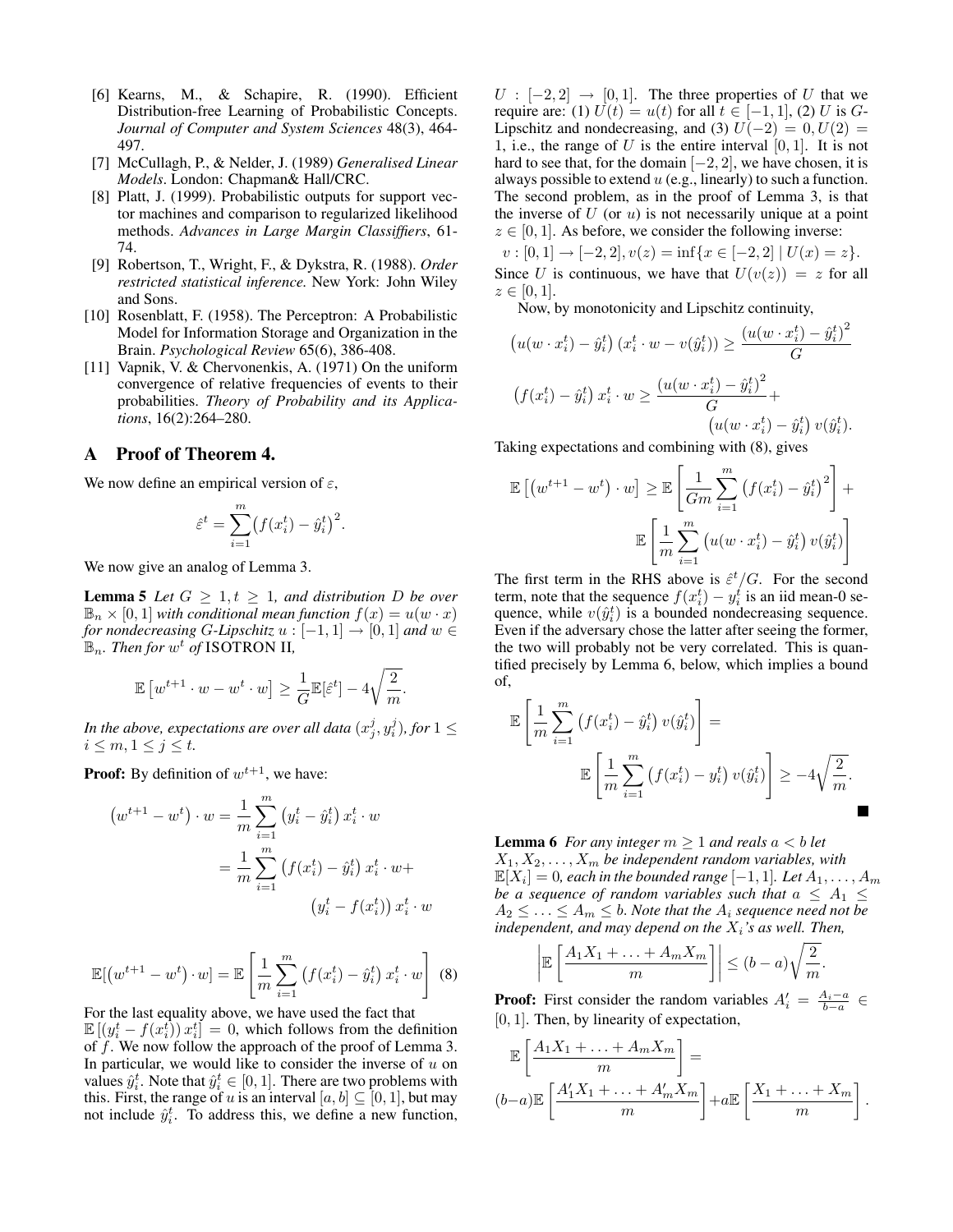[6] Kearns, M., & Schapire, R. (1990). Efficient Distribution-free Learning of Probabilistic Concepts. *Journal of Computer and System Sciences* 48(3), 464-497.

[7] McCullagh, P., & Nelder, J. (1989) *Generalised Linear Models*. London: Chapman& Hall/CRC.

[8] Platt, J. (1999). Probabilistic outputs for support vector machines and comparison to regularized likelihood methods. *Advances in Large Margin Classiffiers*, 61-74.

[9] Robertson, T., Wright, F., & Dykstra, R. (1988). *Order restricted statistical inference.* New York: John Wiley and Sons.

[10] Rosenblatt, F. (1958). The Perceptron: A Probabilistic Model for Information Storage and Organization in the Brain. *Psychological Review* 65(6), 386-408.

[11] Vapnik, V. & Chervonenkis, A. (1971) On the uniform convergence of relative frequencies of events to their probabilities. *Theory of Probability and its Applications*, 16(2):264–280.

## A Proof of Theorem 4.

We now define an empirical version of $\varepsilon$,

$$\hat{\varepsilon}^t = \sum_{i=1}^{m} \big(f(x_i^t) - \hat{y}_i^t\big)^2.$$

We now give an analog of Lemma 3.

**Lemma 5** *Let $G \geq 1, t \geq 1$, and distribution $D$ be over $\mathbb{B}_n \times [0,1]$ with conditional mean function $f(x) = u(w \cdot x)$ for nondecreasing $G$-Lipschitz $u : [-1,1] \to [0,1]$ and $w \in \mathbb{B}_n$. Then for $w^t$ of* ISOTRON II*,*

$$\mathbb{E}\left[w^{t+1} \cdot w - w^t \cdot w\right] \geq \frac{1}{G}\mathbb{E}[\hat{\varepsilon}^t] - 4\sqrt{\frac{2}{m}}.$$

*In the above, expectations are over all data $(x_j^j, y_i^j)$, for $1 \leq i \leq m, 1 \leq j \leq t$.*

**Proof:** By definition of $w^{t+1}$, we have:

$$\begin{aligned}\left(w^{t+1} - w^t\right) \cdot w &= \frac{1}{m}\sum_{i=1}^{m}\left(y_i^t - \hat{y}_i^t\right) x_i^t \cdot w \\ &= \frac{1}{m}\sum_{i=1}^{m}\left(f(x_i^t) - \hat{y}_i^t\right) x_i^t \cdot w + \\ &\qquad \left(y_i^t - f(x_i^t)\right) x_i^t \cdot w\end{aligned}$$

$$\mathbb{E}[\left(w^{t+1} - w^t\right) \cdot w] = \mathbb{E}\left[\frac{1}{m}\sum_{i=1}^{m}\left(f(x_i^t) - \hat{y}_i^t\right) x_i^t \cdot w\right] \quad (8)$$

For the last equality above, we have used the fact that $\mathbb{E}\left[(y_i^t - f(x_i^t))\, x_i^t\right] = 0$, which follows from the definition of $f$. We now follow the approach of the proof of Lemma 3. In particular, we would like to consider the inverse of $u$ on values $\hat{y}_i^t$. Note that $\hat{y}_i^t \in [0,1]$. There are two problems with this. First, the range of $u$ is an interval $[a,b] \subseteq [0,1]$, but may not include $\hat{y}_i^t$. To address this, we define a new function, $U : [-2,2] \to [0,1]$. The three properties of $U$ that we require are: (1) $U(t) = u(t)$ for all $t \in [-1,1]$, (2) $U$ is $G$-Lipschitz and nondecreasing, and (3) $U(-2) = 0, U(2) = 1$, i.e., the range of $U$ is the entire interval $[0,1]$. It is not hard to see that, for the domain $[-2,2]$, we have chosen, it is always possible to extend $u$ (e.g., linearly) to such a function. The second problem, as in the proof of Lemma 3, is that the inverse of $U$ (or $u$) is not necessarily unique at a point $z \in [0,1]$. As before, we consider the following inverse:

$$v : [0,1] \to [-2,2], v(z) = \inf\{x \in [-2,2] \mid U(x) = z\}.$$

Since $U$ is continuous, we have that $U(v(z)) = z$ for all $z \in [0,1]$.

Now, by monotonicity and Lipschitz continuity,

$$\left(u(w \cdot x_i^t) - \hat{y}_i^t\right)\left(x_i^t \cdot w - v(\hat{y}_i^t)\right) \geq \frac{\left(u(w \cdot x_i^t) - \hat{y}_i^t\right)^2}{G}$$

$$\left(f(x_i^t) - \hat{y}_i^t\right) x_i^t \cdot w \geq \frac{\left(u(w \cdot x_i^t) - \hat{y}_i^t\right)^2}{G} + \left(u(w \cdot x_i^t) - \hat{y}_i^t\right) v(\hat{y}_i^t).$$

Taking expectations and combining with (8), gives

$$\mathbb{E}\left[\left(w^{t+1} - w^t\right) \cdot w\right] \geq \mathbb{E}\left[\frac{1}{Gm}\sum_{i=1}^{m}\left(f(x_i^t) - \hat{y}_i^t\right)^2\right] + \mathbb{E}\left[\frac{1}{m}\sum_{i=1}^{m}\left(u(w \cdot x_i^t) - \hat{y}_i^t\right) v(\hat{y}_i^t)\right]$$

The first term in the RHS above is $\hat{\varepsilon}^t/G$. For the second term, note that the sequence $f(x_i^t) - y_i^t$ is an iid mean-0 sequence, while $v(\hat{y}_i^t)$ is a bounded nondecreasing sequence. Even if the adversary chose the latter after seeing the former, the two will probably not be very correlated. This is quantified precisely by Lemma 6, below, which implies a bound of,

$$\mathbb{E}\left[\frac{1}{m}\sum_{i=1}^{m}\left(f(x_i^t) - \hat{y}_i^t\right) v(\hat{y}_i^t)\right] = \mathbb{E}\left[\frac{1}{m}\sum_{i=1}^{m}\left(f(x_i^t) - y_i^t\right) v(\hat{y}_i^t)\right] \geq -4\sqrt{\frac{2}{m}}.$$

■

**Lemma 6** *For any integer $m \geq 1$ and reals $a < b$ let $X_1, X_2, \ldots, X_m$ be independent random variables, with $\mathbb{E}[X_i] = 0$, each in the bounded range $[-1,1]$. Let $A_1, \ldots, A_m$ be a sequence of random variables such that $a \leq A_1 \leq A_2 \leq \ldots \leq A_m \leq b$. Note that the $A_i$ sequence need not be independent, and may depend on the $X_i$'s as well. Then,*

$$\left|\mathbb{E}\left[\frac{A_1 X_1 + \ldots + A_m X_m}{m}\right]\right| \leq (b-a)\sqrt{\frac{2}{m}}.$$

**Proof:** First consider the random variables $A_i' = \frac{A_i - a}{b-a} \in [0,1]$. Then, by linearity of expectation,

$$\mathbb{E}\left[\frac{A_1 X_1 + \ldots + A_m X_m}{m}\right] = (b-a)\mathbb{E}\left[\frac{A_1' X_1 + \ldots + A_m' X_m}{m}\right] + a\mathbb{E}\left[\frac{X_1 + \ldots + X_m}{m}\right].$$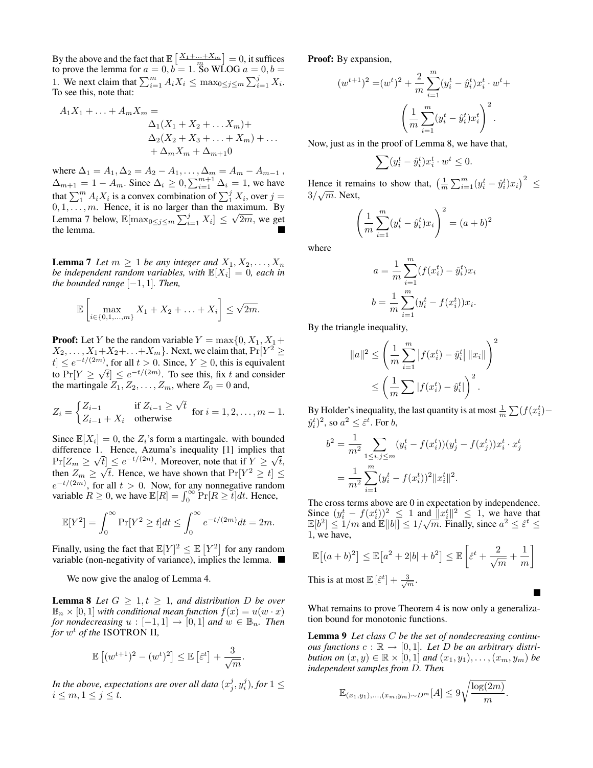By the above and the fact that $\mathbb{E}\left[\frac{X_1+\ldots+X_m}{m}\right]=0$, it suffices to prove the lemma for $a=0, b=1$. So WLOG $a=0, b=1$. We next claim that $\sum_{i=1}^m A_i X_i \le \max_{0\le j\le m}\sum_{i=1}^j X_i$. To see this, note that:

$$
\begin{aligned}
A_1X_1+\ldots+A_mX_m = \\
&\Delta_1(X_1+X_2+\ldots X_m)+ \\
&\Delta_2(X_2+X_3+\ldots+X_m)+\ldots \\
&+\Delta_m X_m + \Delta_{m+1}0
\end{aligned}
$$

where $\Delta_1 = A_1, \Delta_2 = A_2 - A_1, \ldots, \Delta_m = A_m - A_{m-1}$, $\Delta_{m+1} = 1 - A_m$. Since $\Delta_i \ge 0, \sum_1^{m+1}\Delta_i = 1$, we have that $\sum_1^m A_i X_i$ is a convex combination of $\sum_1^j X_i$, over $j = 0,1,\ldots,m$. Hence, it is no larger than the maximum. By Lemma 7 below, $\mathbb{E}[\max_{0\le j\le m}\sum_{i=1}^j X_i] \le \sqrt{2m}$, we get the lemma. ∎

**Lemma 7** *Let $m \ge 1$ be any integer and $X_1, X_2, \ldots, X_n$ be independent random variables, with $\mathbb{E}[X_i]=0$, each in the bounded range $[-1,1]$. Then,*

$$\mathbb{E}\left[\max_{i\in\{0,1,\ldots,m\}} X_1+X_2+\ldots+X_i\right] \le \sqrt{2m}.$$

**Proof:** Let $Y$ be the random variable $Y = \max\{0, X_1, X_1+X_2, \ldots, X_1+X_2+\ldots+X_m\}$. Next, we claim that, $\Pr[Y^2 \ge t] \le e^{-t/(2m)}$, for all $t>0$. Since, $Y\ge 0$, this is equivalent to $\Pr[Y \ge \sqrt{t}] \le e^{-t/(2m)}$. To see this, fix $t$ and consider the martingale $Z_1, Z_2, \ldots, Z_m$, where $Z_0=0$ and,

$$Z_i = \begin{cases} Z_{i-1} & \text{if } Z_{i-1} \ge \sqrt{t} \\ Z_{i-1}+X_i & \text{otherwise}\end{cases} \quad \text{for } i=1,2,\ldots,m-1.$$

Since $\mathbb{E}[X_i]=0$, the $Z_i$'s form a martingale. with bounded difference 1. Hence, Azuma's inequality [1] implies that $\Pr[Z_m \ge \sqrt{t}] \le e^{-t/(2n)}$. Moreover, note that if $Y \ge \sqrt{t}$, then $Z_m \ge \sqrt{t}$. Hence, we have shown that $\Pr[Y^2 \ge t] \le e^{-t/(2m)}$, for all $t>0$. Now, for any nonnegative random variable $R \ge 0$, we have $\mathbb{E}[R] = \int_0^\infty \Pr[R\ge t]dt$. Hence,

$$\mathbb{E}[Y^2] = \int_0^\infty \Pr[Y^2 \ge t]dt \le \int_0^\infty e^{-t/(2m)}dt = 2m.$$

Finally, using the fact that $\mathbb{E}[Y]^2 \le \mathbb{E}\left[Y^2\right]$ for any random variable (non-negativity of variance), implies the lemma. ∎

We now give the analog of Lemma 4.

**Lemma 8** *Let $G \ge 1, t \ge 1$, and distribution $D$ be over $\mathbb{B}_n \times [0,1]$ with conditional mean function $f(x) = u(w\cdot x)$ for nondecreasing $u : [-1,1] \to [0,1]$ and $w \in \mathbb{B}_n$. Then for $w^t$ of the* ISOTRON II*,*

$$\mathbb{E}\left[(w^{t+1})^2 - (w^t)^2\right] \le \mathbb{E}\left[\hat{\varepsilon}^t\right] + \frac{3}{\sqrt{m}}.$$

*In the above, expectations are over all data $(x_j^i, y_i^j)$, for $1 \le i \le m, 1 \le j \le t$.*

**Proof:** By expansion,

$$
\begin{aligned}
(w^{t+1})^2 = &(w^t)^2 + \frac{2}{m}\sum_{i=1}^m (y_i^t - \hat{y}_i^t)x_i^t \cdot w^t + \\
&\left(\frac{1}{m}\sum_{i=1}^m (y_i^t - \hat{y}_i^t)x_i^t\right)^2.
\end{aligned}
$$

Now, just as in the proof of Lemma 8, we have that,

$$\sum (y_i^t - \hat{y}_i^t)x_i^t \cdot w^t \le 0.$$

Hence it remains to show that, $\left(\frac{1}{m}\sum_{i=1}^m (y_i^t - \hat{y}_i^t)x_i\right)^2 \le 3/\sqrt{m}$. Next,

$$\left(\frac{1}{m}\sum_{i=1}^m (y_i^t - \hat{y}_i^t)x_i\right)^2 = (a+b)^2$$

where

$$
\begin{aligned}
a &= \frac{1}{m}\sum_{i=1}^m (f(x_i^t) - \hat{y}_i^t)x_i \\
b &= \frac{1}{m}\sum_{i=1}^m (y_i^t - f(x_i^t))x_i.
\end{aligned}
$$

By the triangle inequality,

$$
\begin{aligned}
\|a\|^2 &\le \left(\frac{1}{m}\sum_{i=1}^m \left|f(x_i^t) - \hat{y}_i^t\right| \|x_i\|\right)^2 \\
&\le \left(\frac{1}{m}\sum \left|f(x_i^t) - \hat{y}_i^t\right|\right)^2.
\end{aligned}
$$

By Holder's inequality, the last quantity is at most $\frac{1}{m}\sum (f(x_i^t) - \hat{y}_i^t)^2$, so $a^2 \le \hat{\varepsilon}^t$. For $b$,

$$
\begin{aligned}
b^2 &= \frac{1}{m^2}\sum_{1\le i,j\le m} (y_i^t - f(x_i^t))(y_j^t - f(x_j^t))x_i^t \cdot x_j^t \\
&= \frac{1}{m^2}\sum_{i=1}^m (y_i^t - f(x_i^t))^2 \|x_i^t\|^2.
\end{aligned}
$$

The cross terms above are 0 in expectation by independence. Since $(y_i^t - f(x_i^t))^2 \le 1$ and $\|x_i^t\|^2 \le 1$, we have that $\mathbb{E}[b^2] \le 1/m$ and $\mathbb{E}[|b|] \le 1/\sqrt{m}$. Finally, since $a^2 \le \hat{\varepsilon}^t \le 1$, we have,

$$\mathbb{E}\left[(a+b)^2\right] \le \mathbb{E}\left[a^2 + 2|b| + b^2\right] \le \mathbb{E}\left[\hat{\varepsilon}^t + \frac{2}{\sqrt{m}} + \frac{1}{m}\right]$$

This is at most $\mathbb{E}\left[\hat{\varepsilon}^t\right] + \frac{3}{\sqrt{m}}$.

∎

What remains to prove Theorem 4 is now only a generalization bound for monotonic functions.

**Lemma 9** *Let class $C$ be the set of nondecreasing continuous functions $c : \mathbb{R} \to [0,1]$. Let $D$ be an arbitrary distribution on $(x,y) \in \mathbb{R} \times [0,1]$ and $(x_1,y_1), \ldots, (x_m,y_m)$ be independent samples from $D$. Then*

$$\mathbb{E}_{(x_1,y_1),\ldots,(x_m,y_m)\sim D^m}[A] \le 9\sqrt{\frac{\log(2m)}{m}}.$$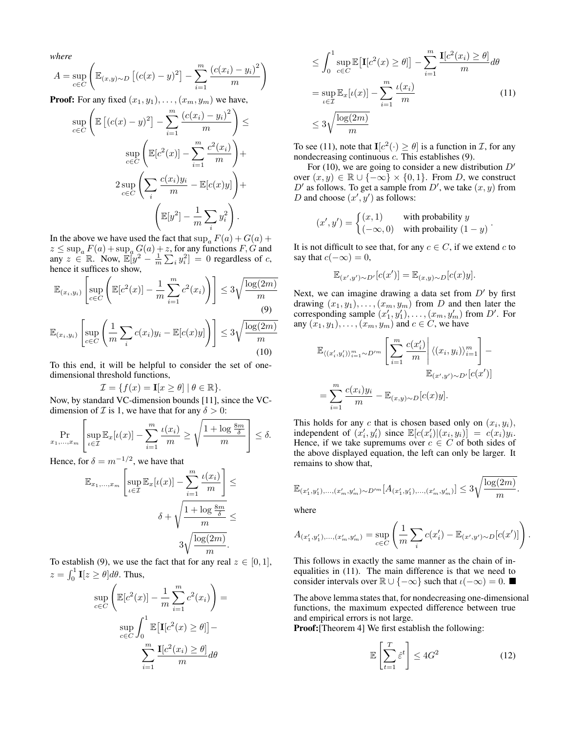*where*

$$A = \sup_{c \in C}\left(\mathbb{E}_{(x,y)\sim D}\left[(c(x)-y)^2\right] - \sum_{i=1}^{m}\frac{(c(x_i)-y_i)^2}{m}\right)$$

**Proof:** For any fixed $(x_1, y_1), \ldots, (x_m, y_m)$ we have,

$$\sup_{c \in C}\left(\mathbb{E}\left[(c(x)-y)^2\right] - \sum_{i=1}^{m}\frac{(c(x_i)-y_i)^2}{m}\right) \leq \sup_{c\in C}\left(\mathbb{E}[c^2(x)] - \sum_{i=1}^{m}\frac{c^2(x_i)}{m}\right) + 2\sup_{c\in C}\left(\sum_i \frac{c(x_i)y_i}{m} - \mathbb{E}[c(x)y]\right) + \left(\mathbb{E}[y^2] - \frac{1}{m}\sum_i y_i^2\right).$$

In the above we have used the fact that $\sup_a F(a) + G(a) + z \leq \sup_a F(a) + \sup_a G(a) + z$, for any functions $F, G$ and any $z \in \mathbb{R}$. Now, $\mathbb{E}[y^2 - \frac{1}{m}\sum_i y_i^2] = 0$ regardless of $c$, hence it suffices to show,

$$\mathbb{E}_{(x_i,y_i)}\left[\sup_{c\in C}\left(\mathbb{E}[c^2(x)] - \frac{1}{m}\sum_{i=1}^{m} c^2(x_i)\right)\right] \leq 3\sqrt{\frac{\log(2m)}{m}} \tag{9}$$

$$\mathbb{E}_{(x_i,y_i)}\left[\sup_{c\in C}\left(\frac{1}{m}\sum_i c(x_i)y_i - \mathbb{E}[c(x)y]\right)\right] \leq 3\sqrt{\frac{\log(2m)}{m}} \tag{10}$$

To this end, it will be helpful to consider the set of one-dimensional threshold functions,

$$\mathcal{I} = \{f(x) = \mathbf{I}[x \geq \theta] \mid \theta \in \mathbb{R}\}.$$

Now, by standard VC-dimension bounds [11], since the VC-dimension of $\mathcal{I}$ is 1, we have that for any $\delta > 0$:

$$\Pr_{x_1,\ldots,x_m}\left[\sup_{\iota\in\mathcal{I}}\mathbb{E}_x[\iota(x)] - \sum_{i=1}^{m}\frac{\iota(x_i)}{m} \geq \sqrt{\frac{1+\log\frac{8m}{\delta}}{m}}\right] \leq \delta.$$

Hence, for $\delta = m^{-1/2}$, we have that

$$\mathbb{E}_{x_1,\ldots,x_m}\left[\sup_{\iota\in\mathcal{I}}\mathbb{E}_x[\iota(x)] - \sum_{i=1}^{m}\frac{\iota(x_i)}{m}\right] \leq \delta + \sqrt{\frac{1+\log\frac{8m}{\delta}}{m}} \leq 3\sqrt{\frac{\log(2m)}{m}}.$$

To establish (9), we use the fact that for any real $z \in [0,1]$, $z = \int_0^1 \mathbf{I}[z \geq \theta]d\theta$. Thus,

$$\sup_{c\in C}\left(\mathbb{E}[c^2(x)] - \frac{1}{m}\sum_{i=1}^{m}c^2(x_i)\right) = \sup_{c\in C}\int_0^1 \mathbb{E}\big[\mathbf{I}[c^2(x)\geq\theta]\big] - \sum_{i=1}^{m}\frac{\mathbf{I}[c^2(x_i)\geq\theta]}{m}d\theta$$

$$\leq \int_0^1 \sup_{c\in C}\mathbb{E}\big[\mathbf{I}[c^2(x)\geq\theta]\big] - \sum_{i=1}^{m}\frac{\mathbf{I}[c^2(x_i)\geq\theta]}{m}d\theta$$

$$= \sup_{\iota\in\mathcal{I}}\mathbb{E}_x[\iota(x)] - \sum_{i=1}^{m}\frac{\iota(x_i)}{m} \tag{11}$$

$$\leq 3\sqrt{\frac{\log(2m)}{m}}$$

To see (11), note that $\mathbf{I}[c^2(\cdot) \geq \theta]$ is a function in $\mathcal{I}$, for any nondecreasing continuous $c$. This establishes (9).

For (10), we are going to consider a new distribution $D'$ over $(x, y) \in \mathbb{R} \cup \{-\infty\} \times \{0, 1\}$. From $D$, we construct $D'$ as follows. To get a sample from $D'$, we take $(x, y)$ from $D$ and choose $(x', y')$ as follows:

$$(x', y') = \begin{cases}(x, 1) & \text{with probability } y\\ (-\infty, 0) & \text{with probaility } (1-y)\end{cases}.$$

It is not difficult to see that, for any $c \in C$, if we extend $c$ to say that $c(-\infty) = 0$,

$$\mathbb{E}_{(x',y')\sim D'}[c(x')] = \mathbb{E}_{(x,y)\sim D}[c(x)y].$$

Next, we can imagine drawing a data set from $D'$ by first drawing $(x_1, y_1), \ldots, (x_m, y_m)$ from $D$ and then later the corresponding sample $(x'_1, y'_1), \ldots, (x_m, y'_m)$ from $D'$. For any $(x_1, y_1), \ldots, (x_m, y_m)$ and $c \in C$, we have

$$\mathbb{E}_{\langle (x'_i,y'_i)\rangle_{i=1}^m \sim D'^m}\left[\sum_{i=1}^{m}\frac{c(x'_i)}{m}\,\middle|\,\langle(x_i,y_i)\rangle_{i=1}^m\right] - \mathbb{E}_{(x',y')\sim D'}[c(x')]$$

$$= \sum_{i=1}^{m}\frac{c(x_i)y_i}{m} - \mathbb{E}_{(x,y)\sim D}[c(x)y].$$

This holds for any $c$ that is chosen based only on $(x_i, y_i)$, independent of $(x'_i, y'_i)$ since $\mathbb{E}[c(x'_i)|(x_i, y_i)] = c(x_i)y_i$. Hence, if we take supremums over $c \in C$ of both sides of the above displayed equation, the left can only be larger. It remains to show that,

$$\mathbb{E}_{(x'_1,y'_1),\ldots,(x'_m,y'_m)\sim D'^m}[A_{(x'_1,y'_1),\ldots,(x'_m,y'_m)}] \leq 3\sqrt{\frac{\log(2m)}{m}}.$$

where

$$A_{(x'_1,y'_1),\ldots,(x'_m,y'_m)} = \sup_{c\in C}\left(\frac{1}{m}\sum_i c(x'_i) - \mathbb{E}_{(x',y')\sim D}[c(x')]\right).$$

This follows in exactly the same manner as the chain of inequalities in (11). The main difference is that we need to consider intervals over $\mathbb{R} \cup \{-\infty\}$ such that $\iota(-\infty) = 0$. ■

The above lemma states that, for nondecreasing one-dimensional functions, the maximum expected difference between true and empirical errors is not large.

**Proof:**[Theorem 4] We first establish the following:

$$\mathbb{E}\left[\sum_{t=1}^{T}\hat{\varepsilon}^t\right] \leq 4G^2 \tag{12}$$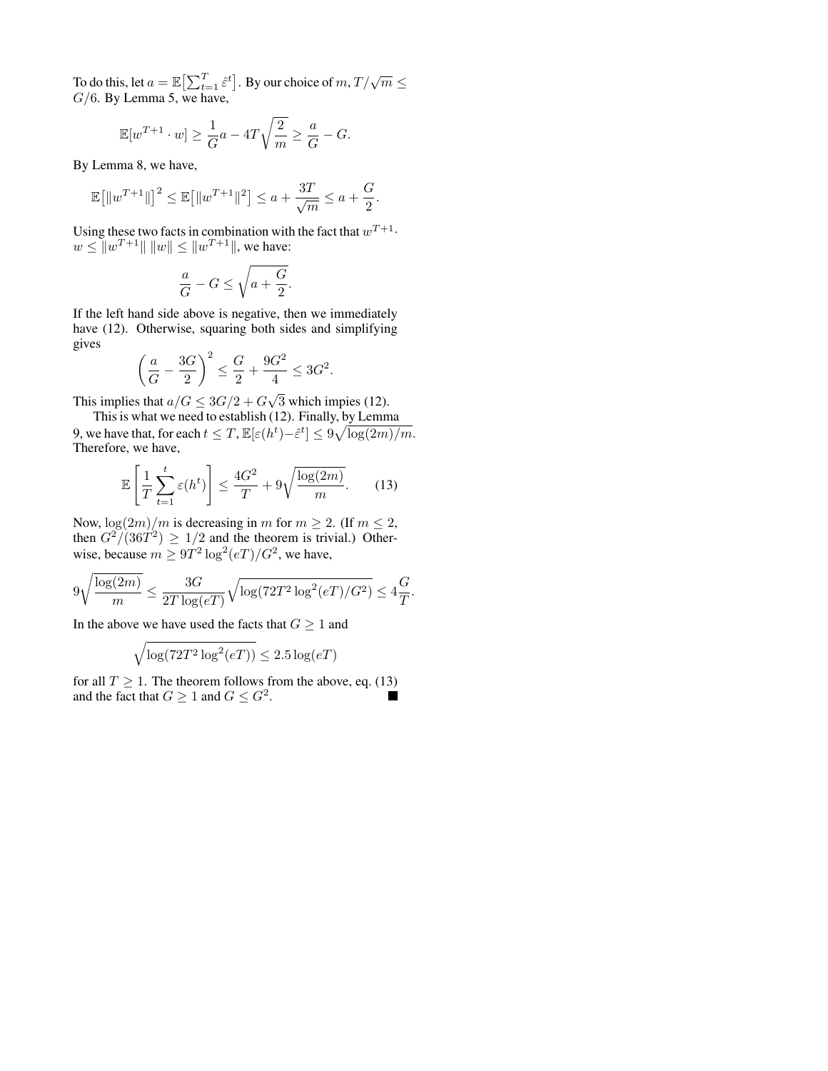To do this, let $a = \mathbb{E}\big[\sum_{t=1}^{T} \hat{\varepsilon}^t\big]$. By our choice of $m$, $T/\sqrt{m} \leq G/6$. By Lemma 5, we have,

$$\mathbb{E}[w^{T+1} \cdot w] \geq \frac{1}{G}a - 4T\sqrt{\frac{2}{m}} \geq \frac{a}{G} - G.$$

By Lemma 8, we have,

$$\mathbb{E}\big[\|w^{T+1}\|\big]^2 \leq \mathbb{E}\big[\|w^{T+1}\|^2\big] \leq a + \frac{3T}{\sqrt{m}} \leq a + \frac{G}{2}.$$

Using these two facts in combination with the fact that $w^{T+1} \cdot w \leq \|w^{T+1}\| \, \|w\| \leq \|w^{T+1}\|$, we have:

$$\frac{a}{G} - G \leq \sqrt{a + \frac{G}{2}}.$$

If the left hand side above is negative, then we immediately have (12). Otherwise, squaring both sides and simplifying gives

$$\left(\frac{a}{G} - \frac{3G}{2}\right)^2 \leq \frac{G}{2} + \frac{9G^2}{4} \leq 3G^2.$$

This implies that $a/G \leq 3G/2 + G\sqrt{3}$ which impies (12).

This is what we need to establish (12). Finally, by Lemma 9, we have that, for each $t \leq T$, $\mathbb{E}[\varepsilon(h^t) - \hat{\varepsilon}^t] \leq 9\sqrt{\log(2m)/m}$. Therefore, we have,

$$\mathbb{E}\left[\frac{1}{T}\sum_{t=1}^{t} \varepsilon(h^t)\right] \leq \frac{4G^2}{T} + 9\sqrt{\frac{\log(2m)}{m}}. \qquad (13)$$

Now, $\log(2m)/m$ is decreasing in $m$ for $m \geq 2$. (If $m \leq 2$, then $G^2/(36T^2) \geq 1/2$ and the theorem is trivial.) Otherwise, because $m \geq 9T^2 \log^2(eT)/G^2$, we have,

$$9\sqrt{\frac{\log(2m)}{m}} \leq \frac{3G}{2T\log(eT)}\sqrt{\log(72T^2\log^2(eT)/G^2)} \leq 4\frac{G}{T}.$$

In the above we have used the facts that $G \geq 1$ and

$$\sqrt{\log(72T^2\log^2(eT))} \leq 2.5\log(eT)$$

for all $T \geq 1$. The theorem follows from the above, eq. (13) and the fact that $G \geq 1$ and $G \leq G^2$. ■